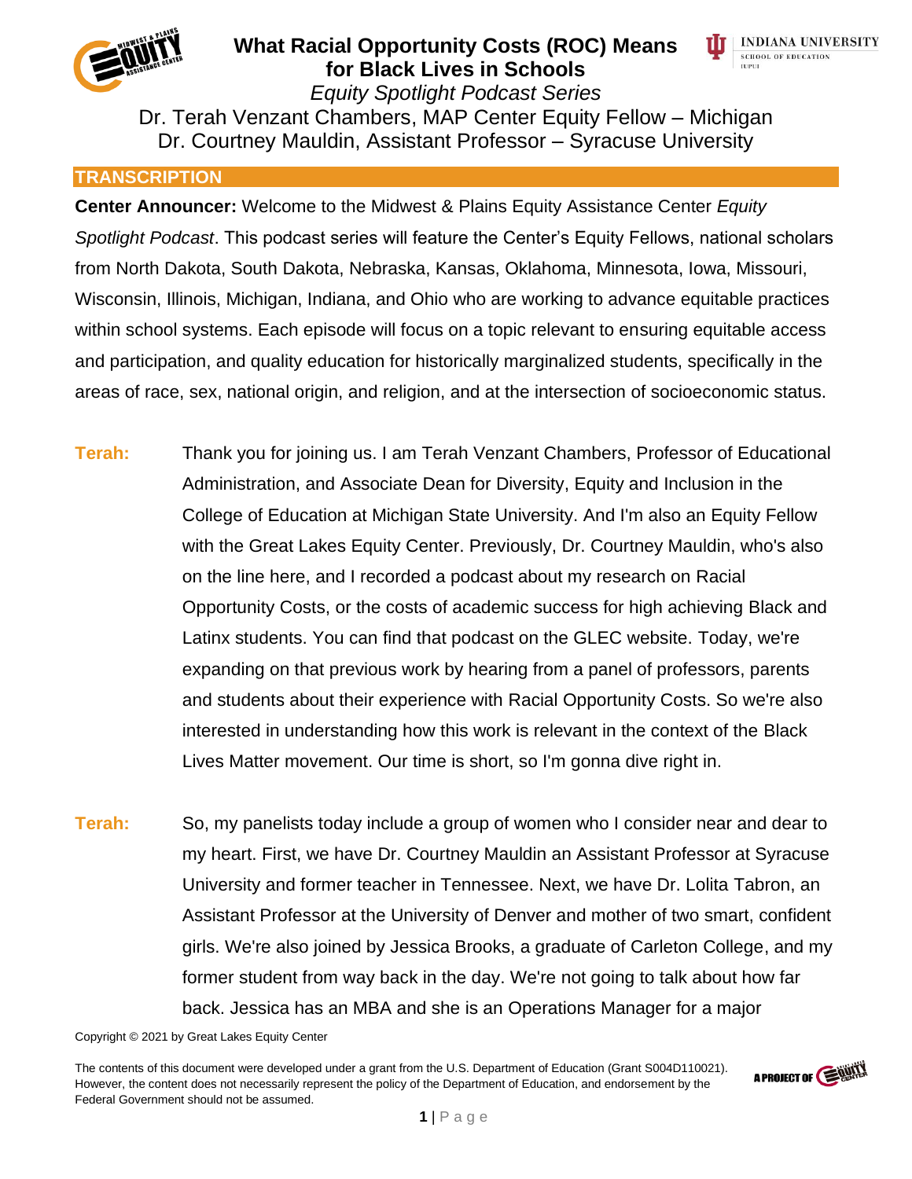# What Racial Opportunity Costs (ROC) Means for Black Lives in Schools

*Equity Spotlight Podcast Series*

Dr. Terah Venzant Chambers, MAP Center Equity Fellow – Michigan
Dr. Courtney Mauldin, Assistant Professor – Syracuse University

## TRANSCRIPTION

**Center Announcer:** Welcome to the Midwest & Plains Equity Assistance Center *Equity Spotlight Podcast*. This podcast series will feature the Center's Equity Fellows, national scholars from North Dakota, South Dakota, Nebraska, Kansas, Oklahoma, Minnesota, Iowa, Missouri, Wisconsin, Illinois, Michigan, Indiana, and Ohio who are working to advance equitable practices within school systems. Each episode will focus on a topic relevant to ensuring equitable access and participation, and quality education for historically marginalized students, specifically in the areas of race, sex, national origin, and religion, and at the intersection of socioeconomic status.

**Terah:** Thank you for joining us. I am Terah Venzant Chambers, Professor of Educational Administration, and Associate Dean for Diversity, Equity and Inclusion in the College of Education at Michigan State University. And I'm also an Equity Fellow with the Great Lakes Equity Center. Previously, Dr. Courtney Mauldin, who's also on the line here, and I recorded a podcast about my research on Racial Opportunity Costs, or the costs of academic success for high achieving Black and Latinx students. You can find that podcast on the GLEC website. Today, we're expanding on that previous work by hearing from a panel of professors, parents and students about their experience with Racial Opportunity Costs. So we're also interested in understanding how this work is relevant in the context of the Black Lives Matter movement. Our time is short, so I'm gonna dive right in.

**Terah:** So, my panelists today include a group of women who I consider near and dear to my heart. First, we have Dr. Courtney Mauldin an Assistant Professor at Syracuse University and former teacher in Tennessee. Next, we have Dr. Lolita Tabron, an Assistant Professor at the University of Denver and mother of two smart, confident girls. We're also joined by Jessica Brooks, a graduate of Carleton College, and my former student from way back in the day. We're not going to talk about how far back. Jessica has an MBA and she is an Operations Manager for a major

Copyright © 2021 by Great Lakes Equity Center

The contents of this document were developed under a grant from the U.S. Department of Education (Grant S004D110021). However, the content does not necessarily represent the policy of the Department of Education, and endorsement by the Federal Government should not be assumed.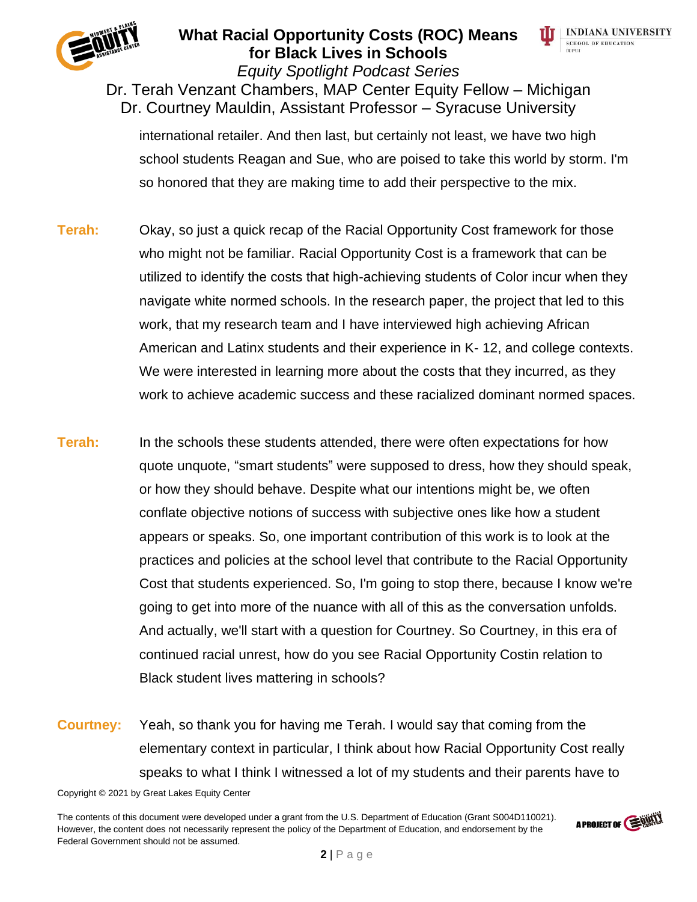international retailer. And then last, but certainly not least, we have two high school students Reagan and Sue, who are poised to take this world by storm. I'm so honored that they are making time to add their perspective to the mix.

**Terah:** Okay, so just a quick recap of the Racial Opportunity Cost framework for those who might not be familiar. Racial Opportunity Cost is a framework that can be utilized to identify the costs that high-achieving students of Color incur when they navigate white normed schools. In the research paper, the project that led to this work, that my research team and I have interviewed high achieving African American and Latinx students and their experience in K- 12, and college contexts. We were interested in learning more about the costs that they incurred, as they work to achieve academic success and these racialized dominant normed spaces.

**Terah:** In the schools these students attended, there were often expectations for how quote unquote, "smart students" were supposed to dress, how they should speak, or how they should behave. Despite what our intentions might be, we often conflate objective notions of success with subjective ones like how a student appears or speaks. So, one important contribution of this work is to look at the practices and policies at the school level that contribute to the Racial Opportunity Cost that students experienced. So, I'm going to stop there, because I know we're going to get into more of the nuance with all of this as the conversation unfolds. And actually, we'll start with a question for Courtney. So Courtney, in this era of continued racial unrest, how do you see Racial Opportunity Costin relation to Black student lives mattering in schools?

**Courtney:** Yeah, so thank you for having me Terah. I would say that coming from the elementary context in particular, I think about how Racial Opportunity Cost really speaks to what I think I witnessed a lot of my students and their parents have to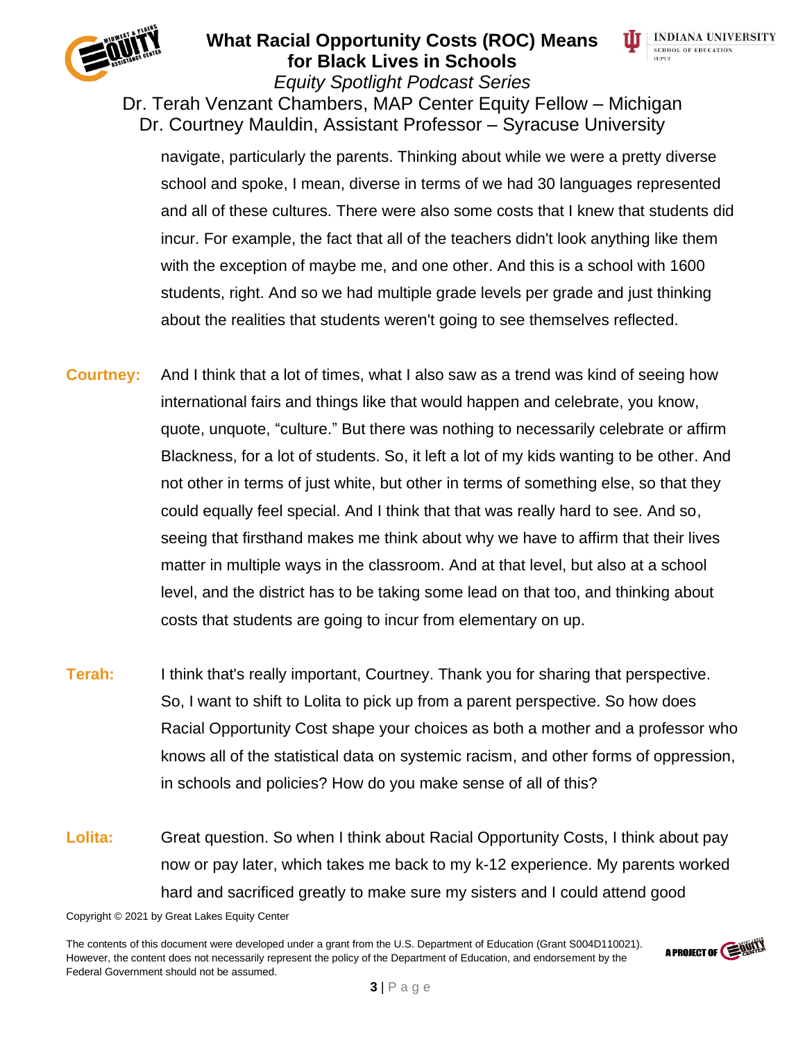navigate, particularly the parents. Thinking about while we were a pretty diverse school and spoke, I mean, diverse in terms of we had 30 languages represented and all of these cultures. There were also some costs that I knew that students did incur. For example, the fact that all of the teachers didn't look anything like them with the exception of maybe me, and one other. And this is a school with 1600 students, right. And so we had multiple grade levels per grade and just thinking about the realities that students weren't going to see themselves reflected.

**Courtney:** And I think that a lot of times, what I also saw as a trend was kind of seeing how international fairs and things like that would happen and celebrate, you know, quote, unquote, "culture." But there was nothing to necessarily celebrate or affirm Blackness, for a lot of students. So, it left a lot of my kids wanting to be other. And not other in terms of just white, but other in terms of something else, so that they could equally feel special. And I think that that was really hard to see. And so, seeing that firsthand makes me think about why we have to affirm that their lives matter in multiple ways in the classroom. And at that level, but also at a school level, and the district has to be taking some lead on that too, and thinking about costs that students are going to incur from elementary on up.

**Terah:** I think that's really important, Courtney. Thank you for sharing that perspective. So, I want to shift to Lolita to pick up from a parent perspective. So how does Racial Opportunity Cost shape your choices as both a mother and a professor who knows all of the statistical data on systemic racism, and other forms of oppression, in schools and policies? How do you make sense of all of this?

**Lolita:** Great question. So when I think about Racial Opportunity Costs, I think about pay now or pay later, which takes me back to my k-12 experience. My parents worked hard and sacrificed greatly to make sure my sisters and I could attend good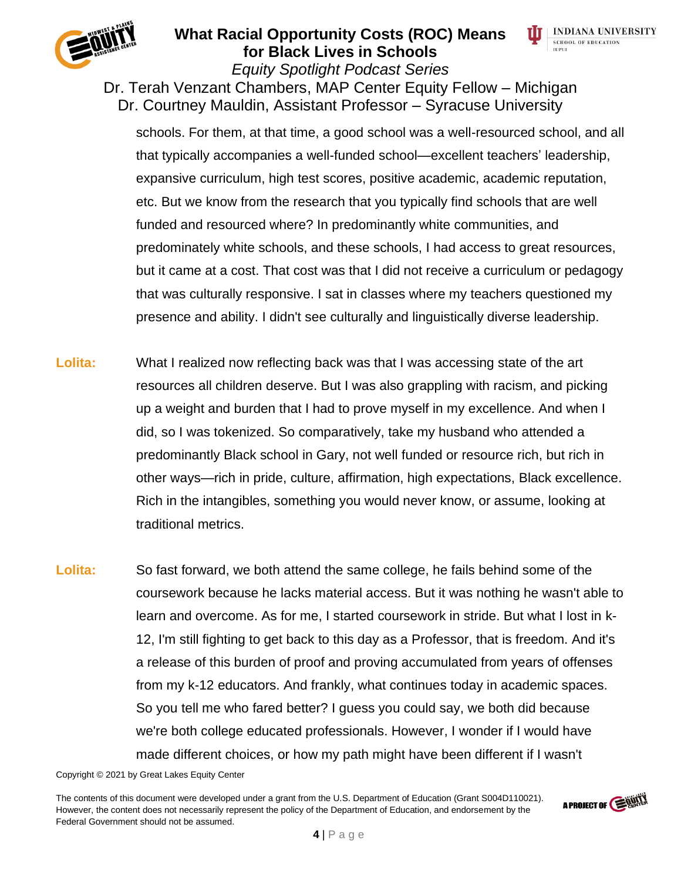schools. For them, at that time, a good school was a well-resourced school, and all that typically accompanies a well-funded school—excellent teachers' leadership, expansive curriculum, high test scores, positive academic, academic reputation, etc. But we know from the research that you typically find schools that are well funded and resourced where? In predominantly white communities, and predominately white schools, and these schools, I had access to great resources, but it came at a cost. That cost was that I did not receive a curriculum or pedagogy that was culturally responsive. I sat in classes where my teachers questioned my presence and ability. I didn't see culturally and linguistically diverse leadership.

**Lolita:** What I realized now reflecting back was that I was accessing state of the art resources all children deserve. But I was also grappling with racism, and picking up a weight and burden that I had to prove myself in my excellence. And when I did, so I was tokenized. So comparatively, take my husband who attended a predominantly Black school in Gary, not well funded or resource rich, but rich in other ways—rich in pride, culture, affirmation, high expectations, Black excellence. Rich in the intangibles, something you would never know, or assume, looking at traditional metrics.

**Lolita:** So fast forward, we both attend the same college, he fails behind some of the coursework because he lacks material access. But it was nothing he wasn't able to learn and overcome. As for me, I started coursework in stride. But what I lost in k-12, I'm still fighting to get back to this day as a Professor, that is freedom. And it's a release of this burden of proof and proving accumulated from years of offenses from my k-12 educators. And frankly, what continues today in academic spaces. So you tell me who fared better? I guess you could say, we both did because we're both college educated professionals. However, I wonder if I would have made different choices, or how my path might have been different if I wasn't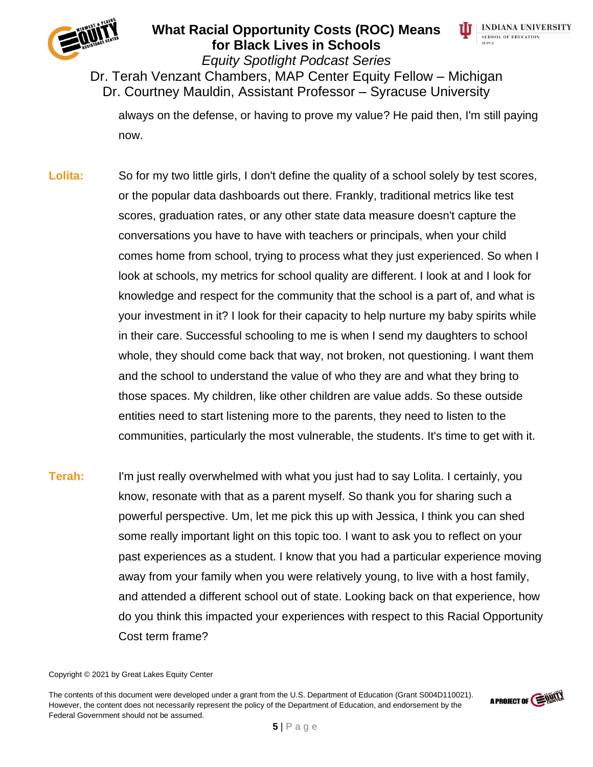always on the defense, or having to prove my value? He paid then, I'm still paying now.

**Lolita:** So for my two little girls, I don't define the quality of a school solely by test scores, or the popular data dashboards out there. Frankly, traditional metrics like test scores, graduation rates, or any other state data measure doesn't capture the conversations you have to have with teachers or principals, when your child comes home from school, trying to process what they just experienced. So when I look at schools, my metrics for school quality are different. I look at and I look for knowledge and respect for the community that the school is a part of, and what is your investment in it? I look for their capacity to help nurture my baby spirits while in their care. Successful schooling to me is when I send my daughters to school whole, they should come back that way, not broken, not questioning. I want them and the school to understand the value of who they are and what they bring to those spaces. My children, like other children are value adds. So these outside entities need to start listening more to the parents, they need to listen to the communities, particularly the most vulnerable, the students. It's time to get with it.

**Terah:** I'm just really overwhelmed with what you just had to say Lolita. I certainly, you know, resonate with that as a parent myself. So thank you for sharing such a powerful perspective. Um, let me pick this up with Jessica, I think you can shed some really important light on this topic too. I want to ask you to reflect on your past experiences as a student. I know that you had a particular experience moving away from your family when you were relatively young, to live with a host family, and attended a different school out of state. Looking back on that experience, how do you think this impacted your experiences with respect to this Racial Opportunity Cost term frame?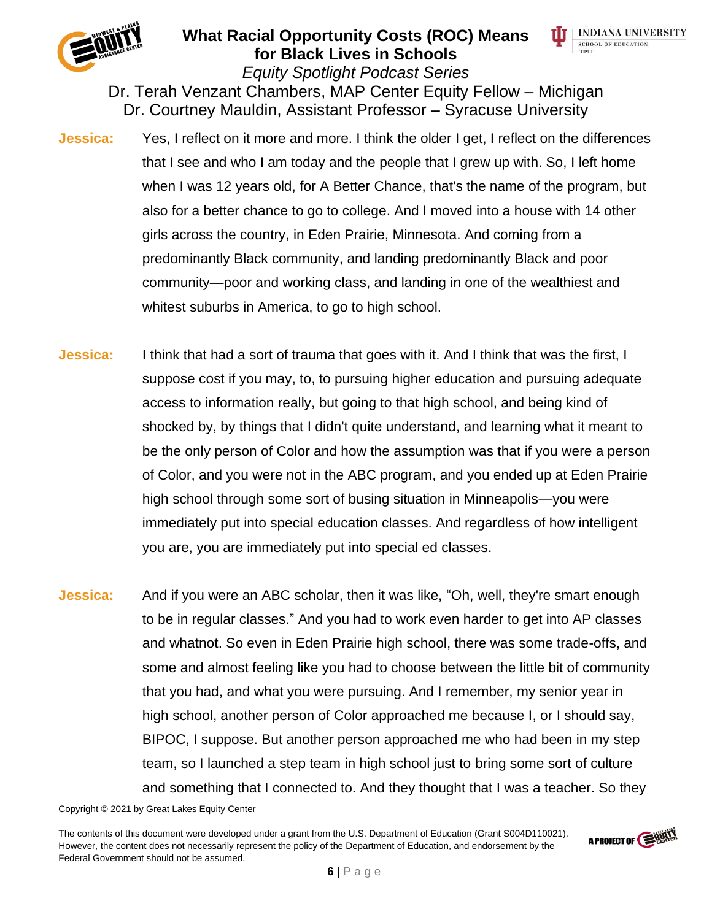**Jessica:** Yes, I reflect on it more and more. I think the older I get, I reflect on the differences that I see and who I am today and the people that I grew up with. So, I left home when I was 12 years old, for A Better Chance, that's the name of the program, but also for a better chance to go to college. And I moved into a house with 14 other girls across the country, in Eden Prairie, Minnesota. And coming from a predominantly Black community, and landing predominantly Black and poor community—poor and working class, and landing in one of the wealthiest and whitest suburbs in America, to go to high school.

**Jessica:** I think that had a sort of trauma that goes with it. And I think that was the first, I suppose cost if you may, to, to pursuing higher education and pursuing adequate access to information really, but going to that high school, and being kind of shocked by, by things that I didn't quite understand, and learning what it meant to be the only person of Color and how the assumption was that if you were a person of Color, and you were not in the ABC program, and you ended up at Eden Prairie high school through some sort of busing situation in Minneapolis—you were immediately put into special education classes. And regardless of how intelligent you are, you are immediately put into special ed classes.

**Jessica:** And if you were an ABC scholar, then it was like, "Oh, well, they're smart enough to be in regular classes." And you had to work even harder to get into AP classes and whatnot. So even in Eden Prairie high school, there was some trade-offs, and some and almost feeling like you had to choose between the little bit of community that you had, and what you were pursuing. And I remember, my senior year in high school, another person of Color approached me because I, or I should say, BIPOC, I suppose. But another person approached me who had been in my step team, so I launched a step team in high school just to bring some sort of culture and something that I connected to. And they thought that I was a teacher. So they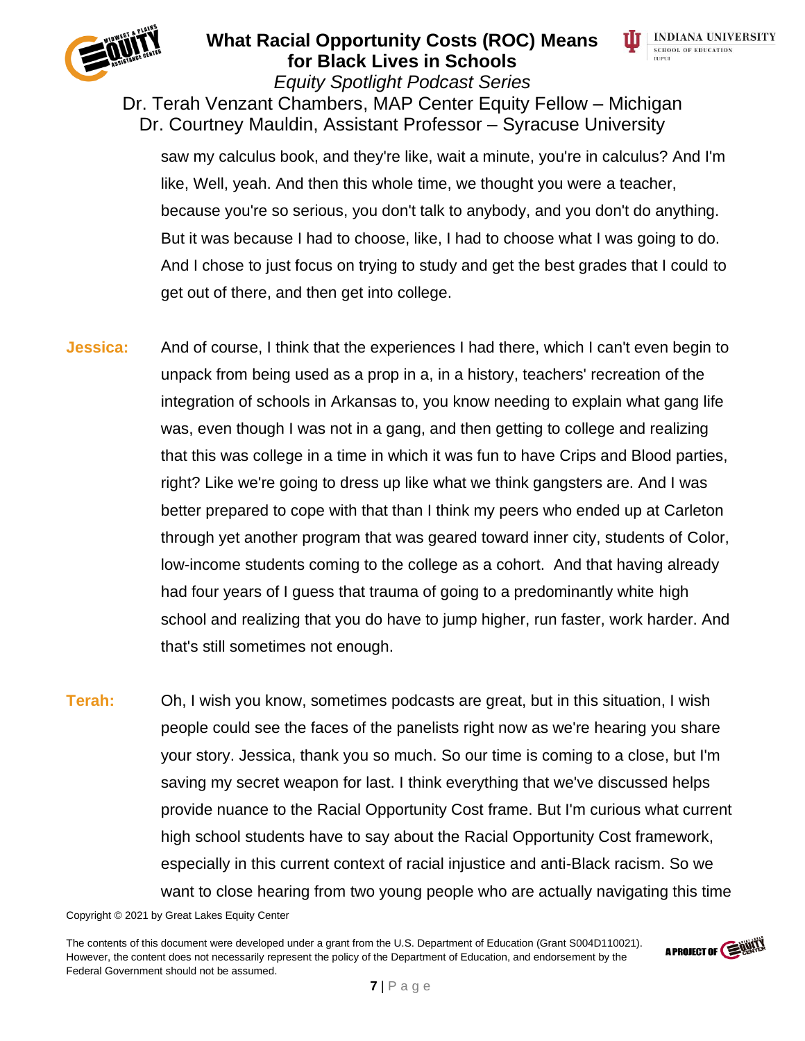saw my calculus book, and they're like, wait a minute, you're in calculus? And I'm like, Well, yeah. And then this whole time, we thought you were a teacher, because you're so serious, you don't talk to anybody, and you don't do anything. But it was because I had to choose, like, I had to choose what I was going to do. And I chose to just focus on trying to study and get the best grades that I could to get out of there, and then get into college.

**Jessica:** And of course, I think that the experiences I had there, which I can't even begin to unpack from being used as a prop in a, in a history, teachers' recreation of the integration of schools in Arkansas to, you know needing to explain what gang life was, even though I was not in a gang, and then getting to college and realizing that this was college in a time in which it was fun to have Crips and Blood parties, right? Like we're going to dress up like what we think gangsters are. And I was better prepared to cope with that than I think my peers who ended up at Carleton through yet another program that was geared toward inner city, students of Color, low-income students coming to the college as a cohort. And that having already had four years of I guess that trauma of going to a predominantly white high school and realizing that you do have to jump higher, run faster, work harder. And that's still sometimes not enough.

**Terah:** Oh, I wish you know, sometimes podcasts are great, but in this situation, I wish people could see the faces of the panelists right now as we're hearing you share your story. Jessica, thank you so much. So our time is coming to a close, but I'm saving my secret weapon for last. I think everything that we've discussed helps provide nuance to the Racial Opportunity Cost frame. But I'm curious what current high school students have to say about the Racial Opportunity Cost framework, especially in this current context of racial injustice and anti-Black racism. So we want to close hearing from two young people who are actually navigating this time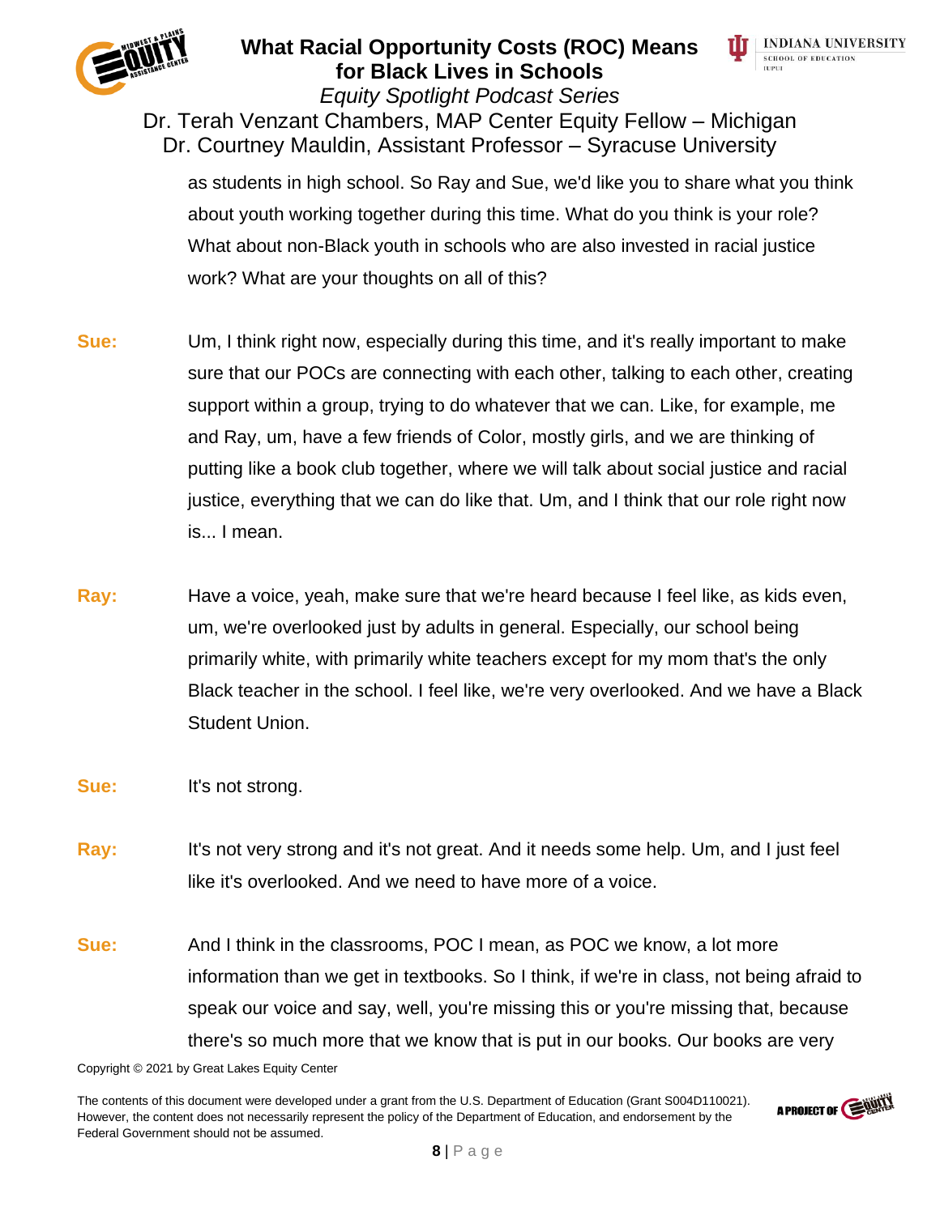as students in high school. So Ray and Sue, we'd like you to share what you think about youth working together during this time. What do you think is your role? What about non-Black youth in schools who are also invested in racial justice work? What are your thoughts on all of this?

**Sue:** Um, I think right now, especially during this time, and it's really important to make sure that our POCs are connecting with each other, talking to each other, creating support within a group, trying to do whatever that we can. Like, for example, me and Ray, um, have a few friends of Color, mostly girls, and we are thinking of putting like a book club together, where we will talk about social justice and racial justice, everything that we can do like that. Um, and I think that our role right now is... I mean.

**Ray:** Have a voice, yeah, make sure that we're heard because I feel like, as kids even, um, we're overlooked just by adults in general. Especially, our school being primarily white, with primarily white teachers except for my mom that's the only Black teacher in the school. I feel like, we're very overlooked. And we have a Black Student Union.

**Sue:** It's not strong.

**Ray:** It's not very strong and it's not great. And it needs some help. Um, and I just feel like it's overlooked. And we need to have more of a voice.

**Sue:** And I think in the classrooms, POC I mean, as POC we know, a lot more information than we get in textbooks. So I think, if we're in class, not being afraid to speak our voice and say, well, you're missing this or you're missing that, because there's so much more that we know that is put in our books. Our books are very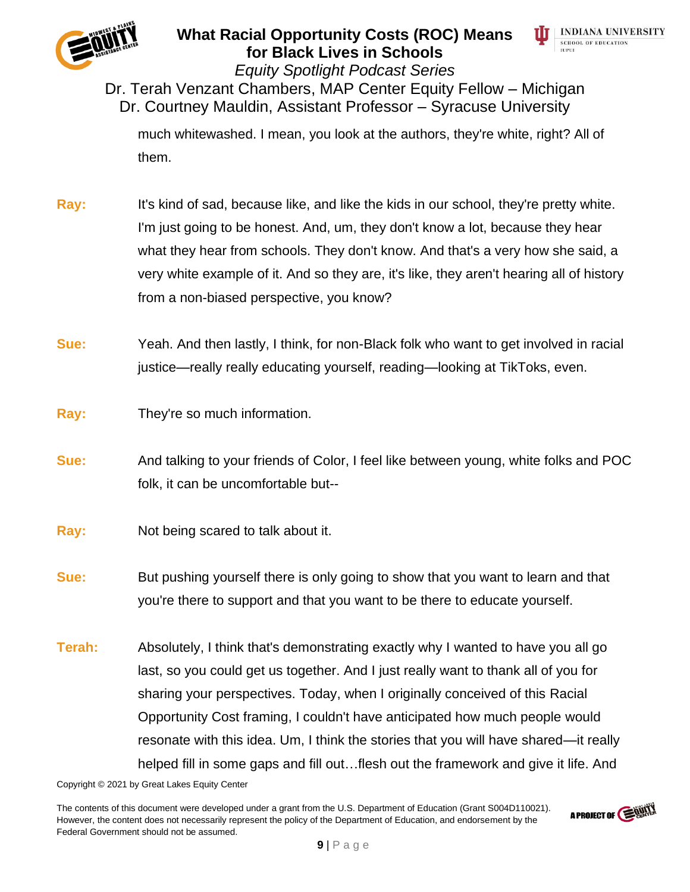much whitewashed. I mean, you look at the authors, they're white, right? All of them.

**Ray:** It's kind of sad, because like, and like the kids in our school, they're pretty white. I'm just going to be honest. And, um, they don't know a lot, because they hear what they hear from schools. They don't know. And that's a very how she said, a very white example of it. And so they are, it's like, they aren't hearing all of history from a non-biased perspective, you know?

**Sue:** Yeah. And then lastly, I think, for non-Black folk who want to get involved in racial justice—really really educating yourself, reading—looking at TikToks, even.

**Ray:** They're so much information.

**Sue:** And talking to your friends of Color, I feel like between young, white folks and POC folk, it can be uncomfortable but--

**Ray:** Not being scared to talk about it.

**Sue:** But pushing yourself there is only going to show that you want to learn and that you're there to support and that you want to be there to educate yourself.

**Terah:** Absolutely, I think that's demonstrating exactly why I wanted to have you all go last, so you could get us together. And I just really want to thank all of you for sharing your perspectives. Today, when I originally conceived of this Racial Opportunity Cost framing, I couldn't have anticipated how much people would resonate with this idea. Um, I think the stories that you will have shared—it really helped fill in some gaps and fill out…flesh out the framework and give it life. And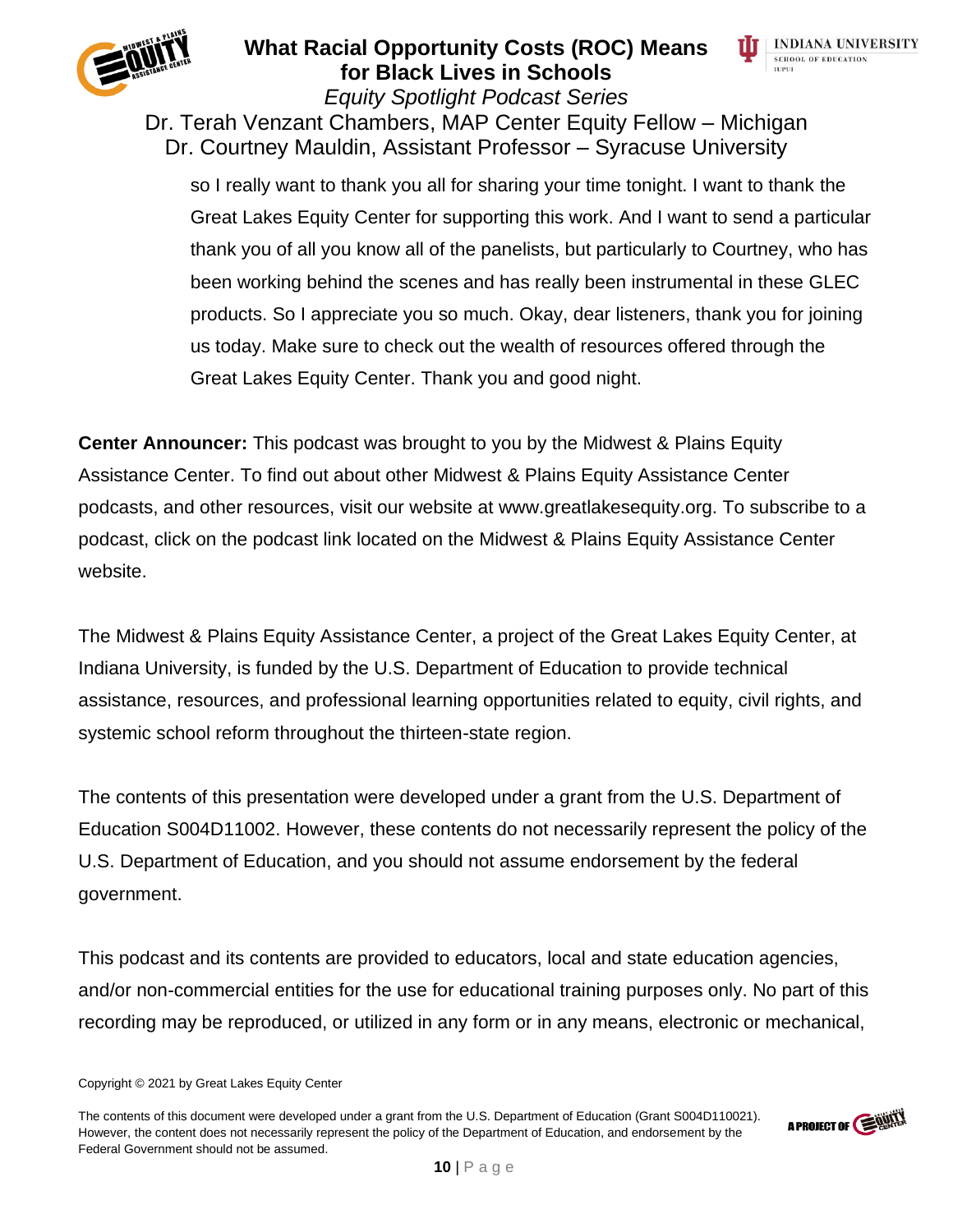so I really want to thank you all for sharing your time tonight. I want to thank the Great Lakes Equity Center for supporting this work. And I want to send a particular thank you of all you know all of the panelists, but particularly to Courtney, who has been working behind the scenes and has really been instrumental in these GLEC products. So I appreciate you so much. Okay, dear listeners, thank you for joining us today. Make sure to check out the wealth of resources offered through the Great Lakes Equity Center. Thank you and good night.

**Center Announcer:** This podcast was brought to you by the Midwest & Plains Equity Assistance Center. To find out about other Midwest & Plains Equity Assistance Center podcasts, and other resources, visit our website at www.greatlakesequity.org. To subscribe to a podcast, click on the podcast link located on the Midwest & Plains Equity Assistance Center website.

The Midwest & Plains Equity Assistance Center, a project of the Great Lakes Equity Center, at Indiana University, is funded by the U.S. Department of Education to provide technical assistance, resources, and professional learning opportunities related to equity, civil rights, and systemic school reform throughout the thirteen-state region.

The contents of this presentation were developed under a grant from the U.S. Department of Education S004D11002. However, these contents do not necessarily represent the policy of the U.S. Department of Education, and you should not assume endorsement by the federal government.

This podcast and its contents are provided to educators, local and state education agencies, and/or non-commercial entities for the use for educational training purposes only. No part of this recording may be reproduced, or utilized in any form or in any means, electronic or mechanical,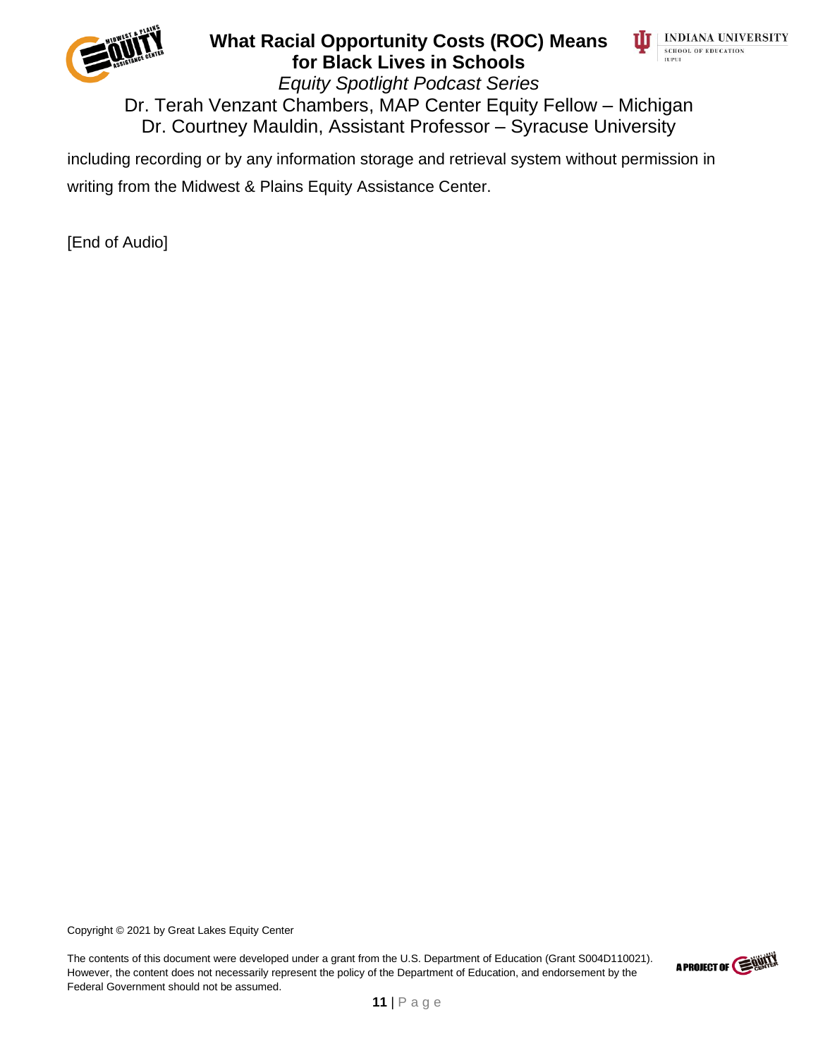including recording or by any information storage and retrieval system without permission in writing from the Midwest & Plains Equity Assistance Center.

[End of Audio]